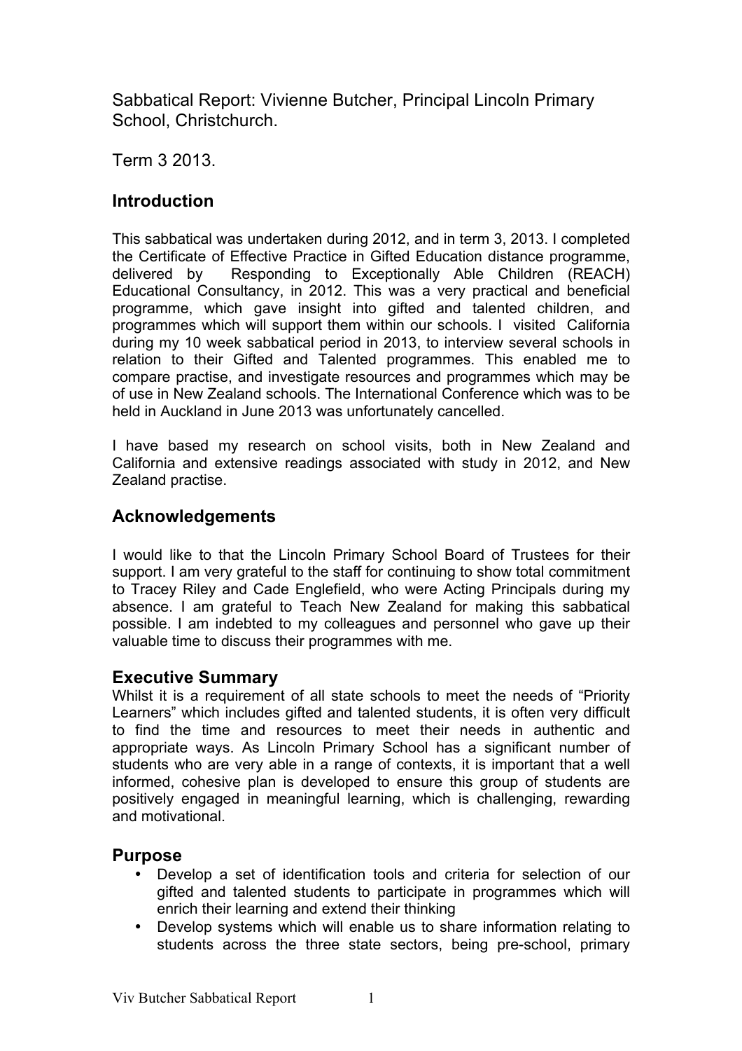Sabbatical Report: Vivienne Butcher, Principal Lincoln Primary School, Christchurch.

Term 3 2013.

## Introduction

This sabbatical was undertaken during 2012, and in term 3, 2013. I completed the Certificate of Effective Practice in Gifted Education distance programme, delivered by Responding to Exceptionally Able Children (REACH) Educational Consultancy, in 2012. This was a very practical and beneficial programme, which gave insight into gifted and talented children, and programmes which will support them within our schools. I visited California during my 10 week sabbatical period in 2013, to interview several schools in relation to their Gifted and Talented programmes. This enabled me to compare practise, and investigate resources and programmes which may be of use in New Zealand schools. The International Conference which was to be held in Auckland in June 2013 was unfortunately cancelled.

I have based my research on school visits, both in New Zealand and California and extensive readings associated with study in 2012, and New Zealand practise.

## Acknowledgements

I would like to that the Lincoln Primary School Board of Trustees for their support. I am very grateful to the staff for continuing to show total commitment to Tracey Riley and Cade Englefield, who were Acting Principals during my absence. I am grateful to Teach New Zealand for making this sabbatical possible. I am indebted to my colleagues and personnel who gave up their valuable time to discuss their programmes with me.

## Executive Summary

Whilst it is a requirement of all state schools to meet the needs of "Priority Learners" which includes gifted and talented students, it is often very difficult to find the time and resources to meet their needs in authentic and appropriate ways. As Lincoln Primary School has a significant number of students who are very able in a range of contexts, it is important that a well informed, cohesive plan is developed to ensure this group of students are positively engaged in meaningful learning, which is challenging, rewarding and motivational.

## Purpose

- Develop a set of identification tools and criteria for selection of our gifted and talented students to participate in programmes which will enrich their learning and extend their thinking
- Develop systems which will enable us to share information relating to students across the three state sectors, being pre-school, primary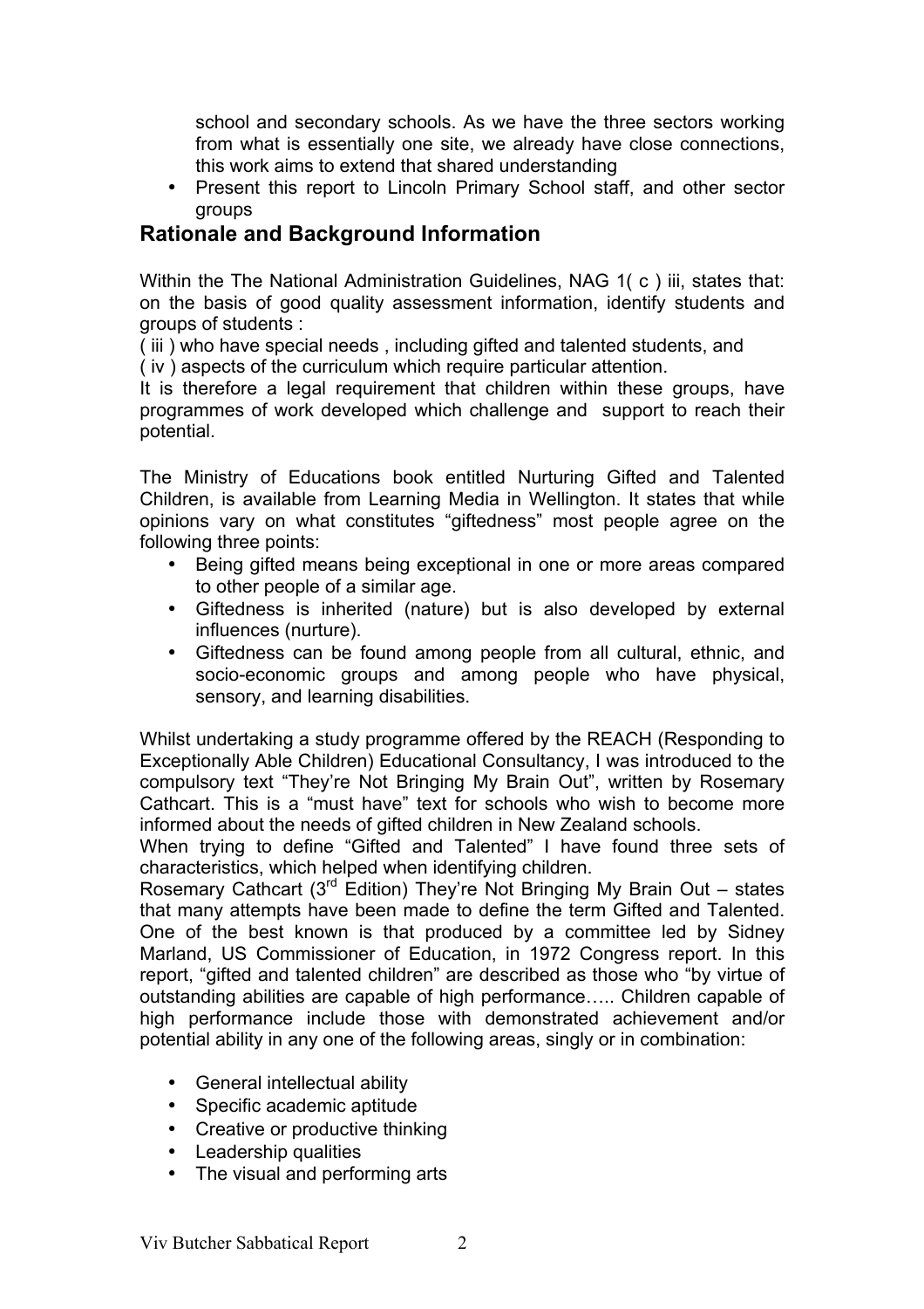school and secondary schools. As we have the three sectors working from what is essentially one site, we already have close connections, this work aims to extend that shared understanding

- Present this report to Lincoln Primary School staff, and other sector groups

## Rationale and Background Information

Within the The National Administration Guidelines, NAG 1( c ) iii, states that: on the basis of good quality assessment information, identify students and groups of students :
( iii ) who have special needs , including gifted and talented students, and
( iv ) aspects of the curriculum which require particular attention.
It is therefore a legal requirement that children within these groups, have programmes of work developed which challenge and support to reach their potential.

The Ministry of Educations book entitled Nurturing Gifted and Talented Children, is available from Learning Media in Wellington. It states that while opinions vary on what constitutes "giftedness" most people agree on the following three points:

- Being gifted means being exceptional in one or more areas compared to other people of a similar age.
- Giftedness is inherited (nature) but is also developed by external influences (nurture).
- Giftedness can be found among people from all cultural, ethnic, and socio-economic groups and among people who have physical, sensory, and learning disabilities.

Whilst undertaking a study programme offered by the REACH (Responding to Exceptionally Able Children) Educational Consultancy, I was introduced to the compulsory text "They're Not Bringing My Brain Out", written by Rosemary Cathcart. This is a "must have" text for schools who wish to become more informed about the needs of gifted children in New Zealand schools.
When trying to define "Gifted and Talented" I have found three sets of characteristics, which helped when identifying children.
Rosemary Cathcart (3rd Edition) They're Not Bringing My Brain Out – states that many attempts have been made to define the term Gifted and Talented. One of the best known is that produced by a committee led by Sidney Marland, US Commissioner of Education, in 1972 Congress report. In this report, "gifted and talented children" are described as those who "by virtue of outstanding abilities are capable of high performance….. Children capable of high performance include those with demonstrated achievement and/or potential ability in any one of the following areas, singly or in combination:

- General intellectual ability
- Specific academic aptitude
- Creative or productive thinking
- Leadership qualities
- The visual and performing arts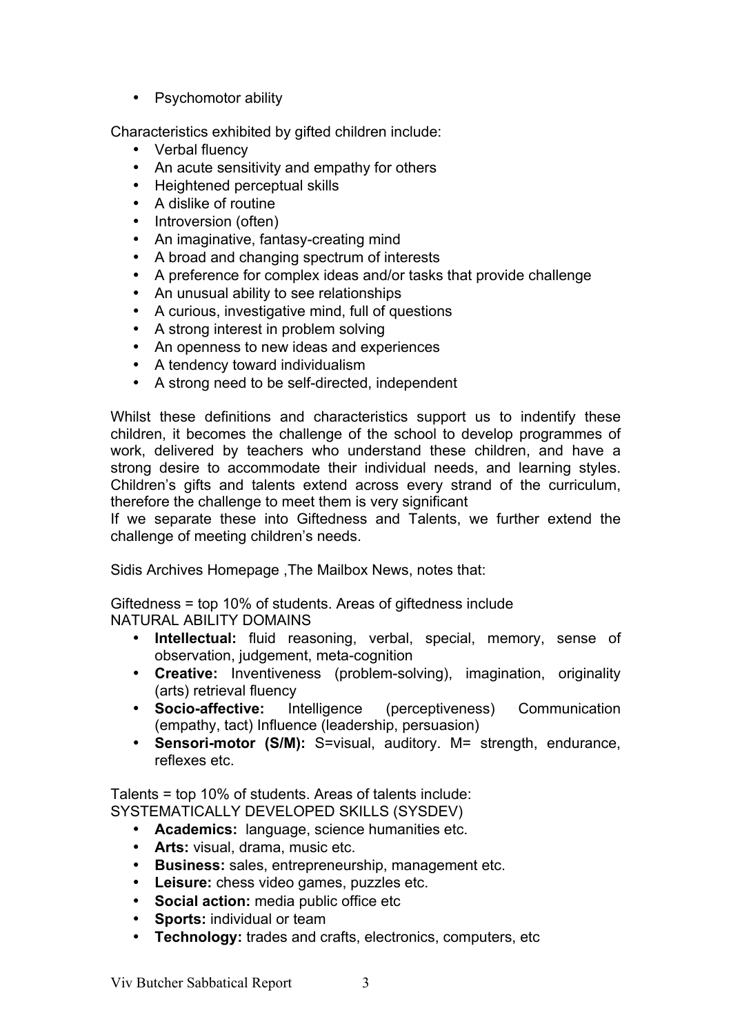- Psychomotor ability

Characteristics exhibited by gifted children include:

- Verbal fluency
- An acute sensitivity and empathy for others
- Heightened perceptual skills
- A dislike of routine
- Introversion (often)
- An imaginative, fantasy-creating mind
- A broad and changing spectrum of interests
- A preference for complex ideas and/or tasks that provide challenge
- An unusual ability to see relationships
- A curious, investigative mind, full of questions
- A strong interest in problem solving
- An openness to new ideas and experiences
- A tendency toward individualism
- A strong need to be self-directed, independent

Whilst these definitions and characteristics support us to indentify these children, it becomes the challenge of the school to develop programmes of work, delivered by teachers who understand these children, and have a strong desire to accommodate their individual needs, and learning styles. Children's gifts and talents extend across every strand of the curriculum, therefore the challenge to meet them is very significant
If we separate these into Giftedness and Talents, we further extend the challenge of meeting children's needs.

Sidis Archives Homepage ,The Mailbox News, notes that:

Giftedness = top 10% of students. Areas of giftedness include
NATURAL ABILITY DOMAINS

- **Intellectual:** fluid reasoning, verbal, special, memory, sense of observation, judgement, meta-cognition
- **Creative:** Inventiveness (problem-solving), imagination, originality (arts) retrieval fluency
- **Socio-affective:** Intelligence (perceptiveness) Communication (empathy, tact) Influence (leadership, persuasion)
- **Sensori-motor (S/M):** S=visual, auditory. M= strength, endurance, reflexes etc.

Talents = top 10% of students. Areas of talents include:
SYSTEMATICALLY DEVELOPED SKILLS (SYSDEV)

- **Academics:** language, science humanities etc.
- **Arts:** visual, drama, music etc.
- **Business:** sales, entrepreneurship, management etc.
- **Leisure:** chess video games, puzzles etc.
- **Social action:** media public office etc
- **Sports:** individual or team
- **Technology:** trades and crafts, electronics, computers, etc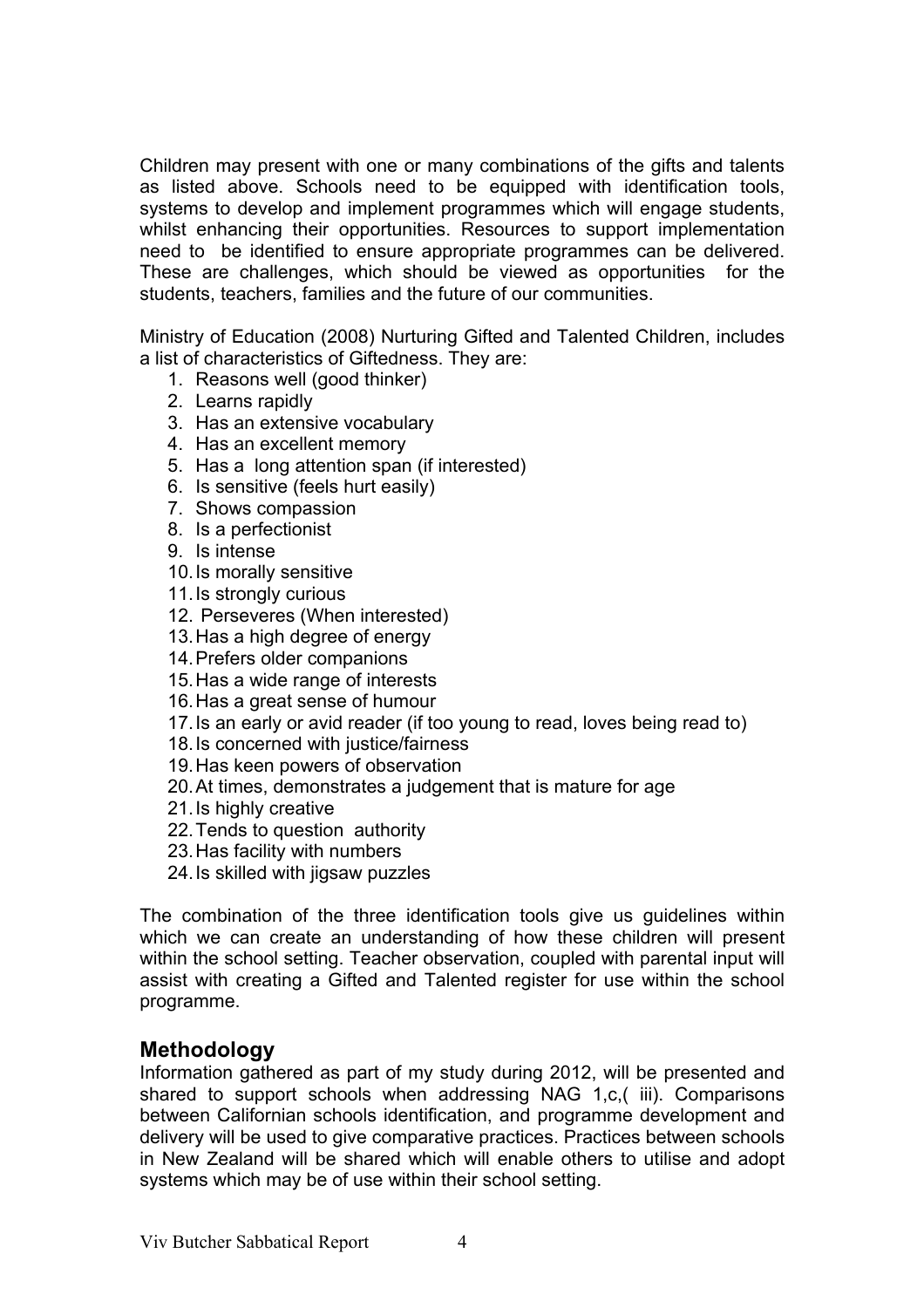Children may present with one or many combinations of the gifts and talents as listed above. Schools need to be equipped with identification tools, systems to develop and implement programmes which will engage students, whilst enhancing their opportunities. Resources to support implementation need to be identified to ensure appropriate programmes can be delivered. These are challenges, which should be viewed as opportunities for the students, teachers, families and the future of our communities.

Ministry of Education (2008) Nurturing Gifted and Talented Children, includes a list of characteristics of Giftedness. They are:

1. Reasons well (good thinker)
2. Learns rapidly
3. Has an extensive vocabulary
4. Has an excellent memory
5. Has a long attention span (if interested)
6. Is sensitive (feels hurt easily)
7. Shows compassion
8. Is a perfectionist
9. Is intense
10. Is morally sensitive
11. Is strongly curious
12. Perseveres (When interested)
13. Has a high degree of energy
14. Prefers older companions
15. Has a wide range of interests
16. Has a great sense of humour
17. Is an early or avid reader (if too young to read, loves being read to)
18. Is concerned with justice/fairness
19. Has keen powers of observation
20. At times, demonstrates a judgement that is mature for age
21. Is highly creative
22. Tends to question authority
23. Has facility with numbers
24. Is skilled with jigsaw puzzles

The combination of the three identification tools give us guidelines within which we can create an understanding of how these children will present within the school setting. Teacher observation, coupled with parental input will assist with creating a Gifted and Talented register for use within the school programme.

## Methodology

Information gathered as part of my study during 2012, will be presented and shared to support schools when addressing NAG 1,c,( iii). Comparisons between Californian schools identification, and programme development and delivery will be used to give comparative practices. Practices between schools in New Zealand will be shared which will enable others to utilise and adopt systems which may be of use within their school setting.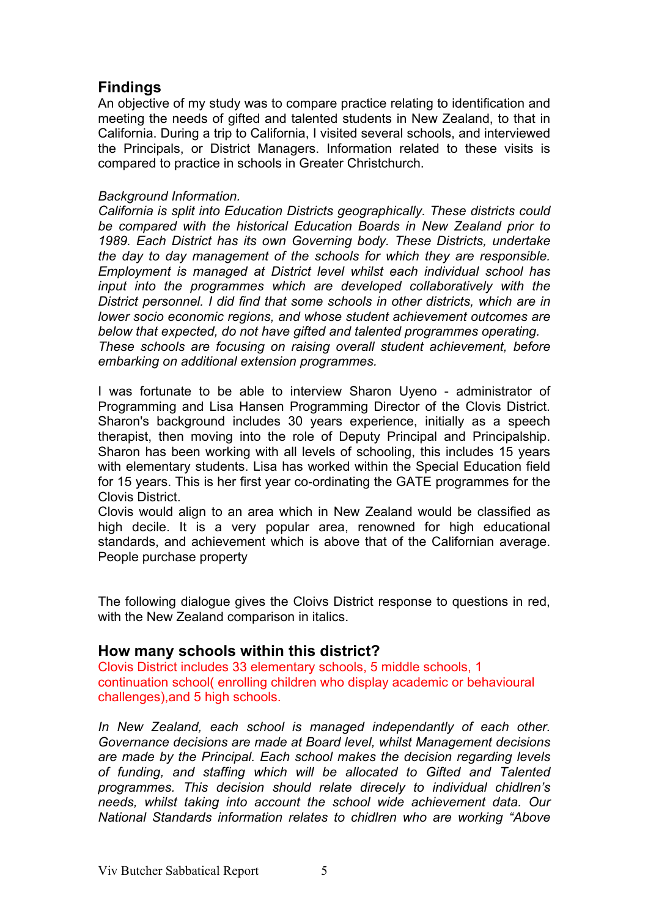## Findings

An objective of my study was to compare practice relating to identification and meeting the needs of gifted and talented students in New Zealand, to that in California. During a trip to California, I visited several schools, and interviewed the Principals, or District Managers. Information related to these visits is compared to practice in schools in Greater Christchurch.

*Background Information.*

*California is split into Education Districts geographically. These districts could be compared with the historical Education Boards in New Zealand prior to 1989. Each District has its own Governing body. These Districts, undertake the day to day management of the schools for which they are responsible. Employment is managed at District level whilst each individual school has input into the programmes which are developed collaboratively with the District personnel. I did find that some schools in other districts, which are in lower socio economic regions, and whose student achievement outcomes are below that expected, do not have gifted and talented programmes operating. These schools are focusing on raising overall student achievement, before embarking on additional extension programmes.*

I was fortunate to be able to interview Sharon Uyeno - administrator of Programming and Lisa Hansen Programming Director of the Clovis District. Sharon's background includes 30 years experience, initially as a speech therapist, then moving into the role of Deputy Principal and Principalship. Sharon has been working with all levels of schooling, this includes 15 years with elementary students. Lisa has worked within the Special Education field for 15 years. This is her first year co-ordinating the GATE programmes for the Clovis District.

Clovis would align to an area which in New Zealand would be classified as high decile. It is a very popular area, renowned for high educational standards, and achievement which is above that of the Californian average. People purchase property

The following dialogue gives the Cloivs District response to questions in red, with the New Zealand comparison in italics.

### How many schools within this district?

Clovis District includes 33 elementary schools, 5 middle schools, 1 continuation school( enrolling children who display academic or behavioural challenges),and 5 high schools.

*In New Zealand, each school is managed independantly of each other. Governance decisions are made at Board level, whilst Management decisions are made by the Principal. Each school makes the decision regarding levels of funding, and staffing which will be allocated to Gifted and Talented programmes. This decision should relate direcely to individual chidlren's needs, whilst taking into account the school wide achievement data. Our National Standards information relates to chidlren who are working "Above*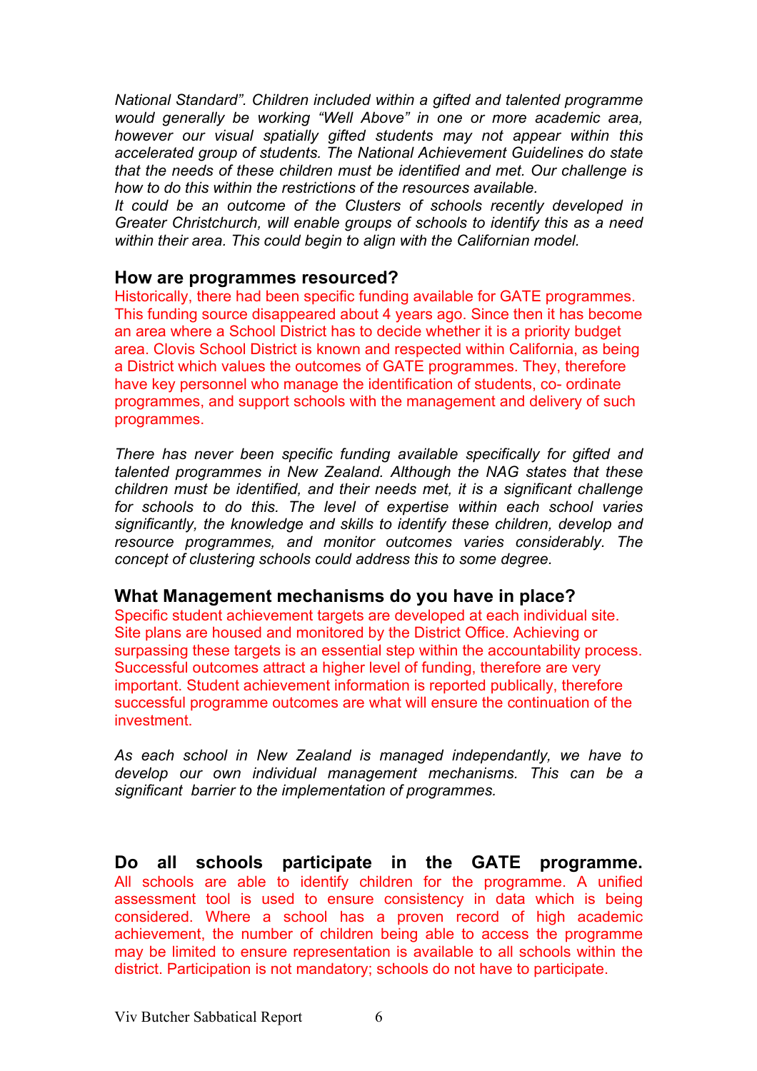*National Standard". Children included within a gifted and talented programme would generally be working "Well Above" in one or more academic area, however our visual spatially gifted students may not appear within this accelerated group of students. The National Achievement Guidelines do state that the needs of these children must be identified and met. Our challenge is how to do this within the restrictions of the resources available.*

*It could be an outcome of the Clusters of schools recently developed in Greater Christchurch, will enable groups of schools to identify this as a need within their area. This could begin to align with the Californian model.*

### How are programmes resourced?

Historically, there had been specific funding available for GATE programmes. This funding source disappeared about 4 years ago. Since then it has become an area where a School District has to decide whether it is a priority budget area. Clovis School District is known and respected within California, as being a District which values the outcomes of GATE programmes. They, therefore have key personnel who manage the identification of students, co- ordinate programmes, and support schools with the management and delivery of such programmes.

*There has never been specific funding available specifically for gifted and talented programmes in New Zealand. Although the NAG states that these children must be identified, and their needs met, it is a significant challenge for schools to do this. The level of expertise within each school varies significantly, the knowledge and skills to identify these children, develop and resource programmes, and monitor outcomes varies considerably. The concept of clustering schools could address this to some degree.*

### What Management mechanisms do you have in place?

Specific student achievement targets are developed at each individual site. Site plans are housed and monitored by the District Office. Achieving or surpassing these targets is an essential step within the accountability process. Successful outcomes attract a higher level of funding, therefore are very important. Student achievement information is reported publically, therefore successful programme outcomes are what will ensure the continuation of the investment.

*As each school in New Zealand is managed independantly, we have to develop our own individual management mechanisms. This can be a significant barrier to the implementation of programmes.*

### Do all schools participate in the GATE programme.

All schools are able to identify children for the programme. A unified assessment tool is used to ensure consistency in data which is being considered. Where a school has a proven record of high academic achievement, the number of children being able to access the programme may be limited to ensure representation is available to all schools within the district. Participation is not mandatory; schools do not have to participate.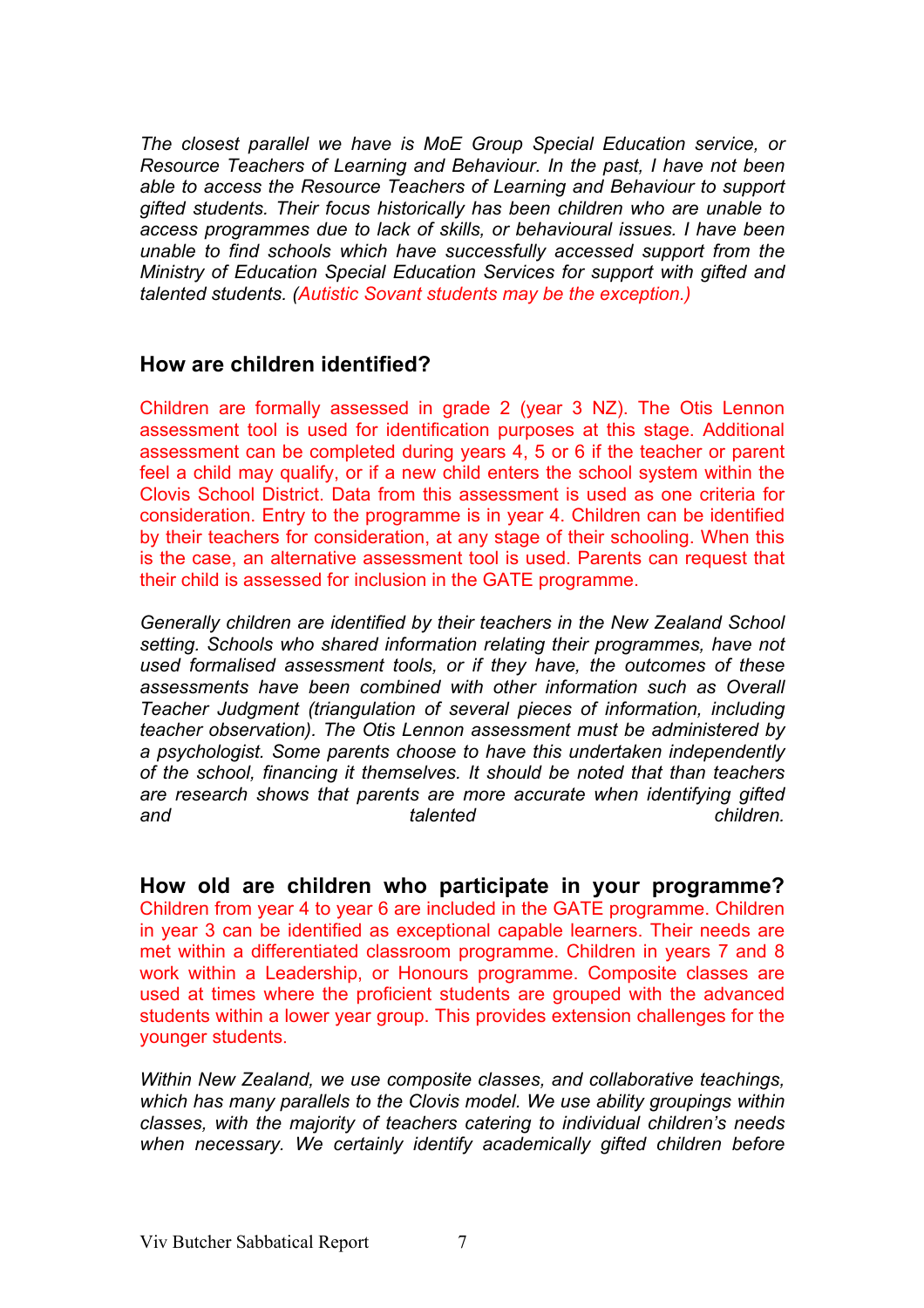*The closest parallel we have is MoE Group Special Education service, or Resource Teachers of Learning and Behaviour. In the past, I have not been able to access the Resource Teachers of Learning and Behaviour to support gifted students. Their focus historically has been children who are unable to access programmes due to lack of skills, or behavioural issues. I have been unable to find schools which have successfully accessed support from the Ministry of Education Special Education Services for support with gifted and talented students. (*Autistic Sovant students may be the exception.)

## How are children identified?

Children are formally assessed in grade 2 (year 3 NZ). The Otis Lennon assessment tool is used for identification purposes at this stage. Additional assessment can be completed during years 4, 5 or 6 if the teacher or parent feel a child may qualify, or if a new child enters the school system within the Clovis School District. Data from this assessment is used as one criteria for consideration. Entry to the programme is in year 4. Children can be identified by their teachers for consideration, at any stage of their schooling. When this is the case, an alternative assessment tool is used. Parents can request that their child is assessed for inclusion in the GATE programme.

*Generally children are identified by their teachers in the New Zealand School setting. Schools who shared information relating their programmes, have not used formalised assessment tools, or if they have, the outcomes of these assessments have been combined with other information such as Overall Teacher Judgment (triangulation of several pieces of information, including teacher observation). The Otis Lennon assessment must be administered by a psychologist. Some parents choose to have this undertaken independently of the school, financing it themselves. It should be noted that than teachers are research shows that parents are more accurate when identifying gifted and talented children.*

## How old are children who participate in your programme?

Children from year 4 to year 6 are included in the GATE programme. Children in year 3 can be identified as exceptional capable learners. Their needs are met within a differentiated classroom programme. Children in years 7 and 8 work within a Leadership, or Honours programme. Composite classes are used at times where the proficient students are grouped with the advanced students within a lower year group. This provides extension challenges for the younger students.

*Within New Zealand, we use composite classes, and collaborative teachings, which has many parallels to the Clovis model. We use ability groupings within classes, with the majority of teachers catering to individual children's needs when necessary. We certainly identify academically gifted children before*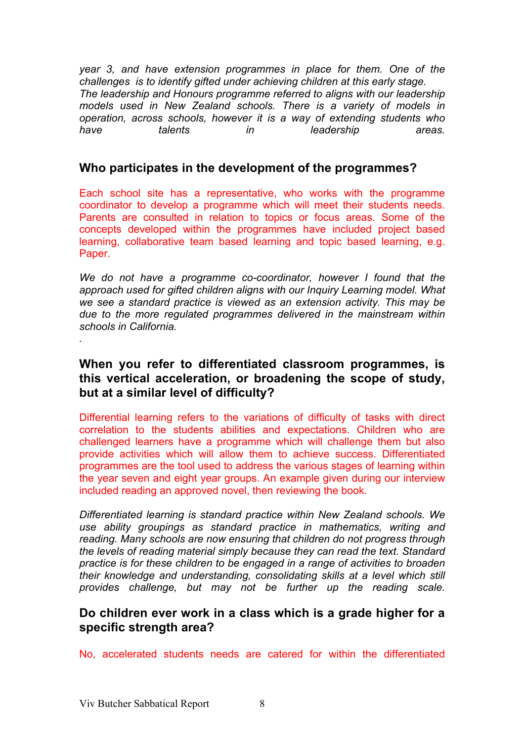*year 3, and have extension programmes in place for them. One of the challenges is to identify gifted under achieving children at this early stage.*
*The leadership and Honours programme referred to aligns with our leadership models used in New Zealand schools. There is a variety of models in operation, across schools, however it is a way of extending students who have talents in leadership areas.*

## Who participates in the development of the programmes?

Each school site has a representative, who works with the programme coordinator to develop a programme which will meet their students needs. Parents are consulted in relation to topics or focus areas. Some of the concepts developed within the programmes have included project based learning, collaborative team based learning and topic based learning, e.g. Paper.

*We do not have a programme co-coordinator, however I found that the approach used for gifted children aligns with our Inquiry Learning model. What we see a standard practice is viewed as an extension activity. This may be due to the more regulated programmes delivered in the mainstream within schools in California.*

.

## When you refer to differentiated classroom programmes, is this vertical acceleration, or broadening the scope of study, but at a similar level of difficulty?

Differential learning refers to the variations of difficulty of tasks with direct correlation to the students abilities and expectations. Children who are challenged learners have a programme which will challenge them but also provide activities which will allow them to achieve success. Differentiated programmes are the tool used to address the various stages of learning within the year seven and eight year groups. An example given during our interview included reading an approved novel, then reviewing the book.

*Differentiated learning is standard practice within New Zealand schools. We use ability groupings as standard practice in mathematics, writing and reading. Many schools are now ensuring that children do not progress through the levels of reading material simply because they can read the text. Standard practice is for these children to be engaged in a range of activities to broaden their knowledge and understanding, consolidating skills at a level which still provides challenge, but may not be further up the reading scale.*

## Do children ever work in a class which is a grade higher for a specific strength area?

No, accelerated students needs are catered for within the differentiated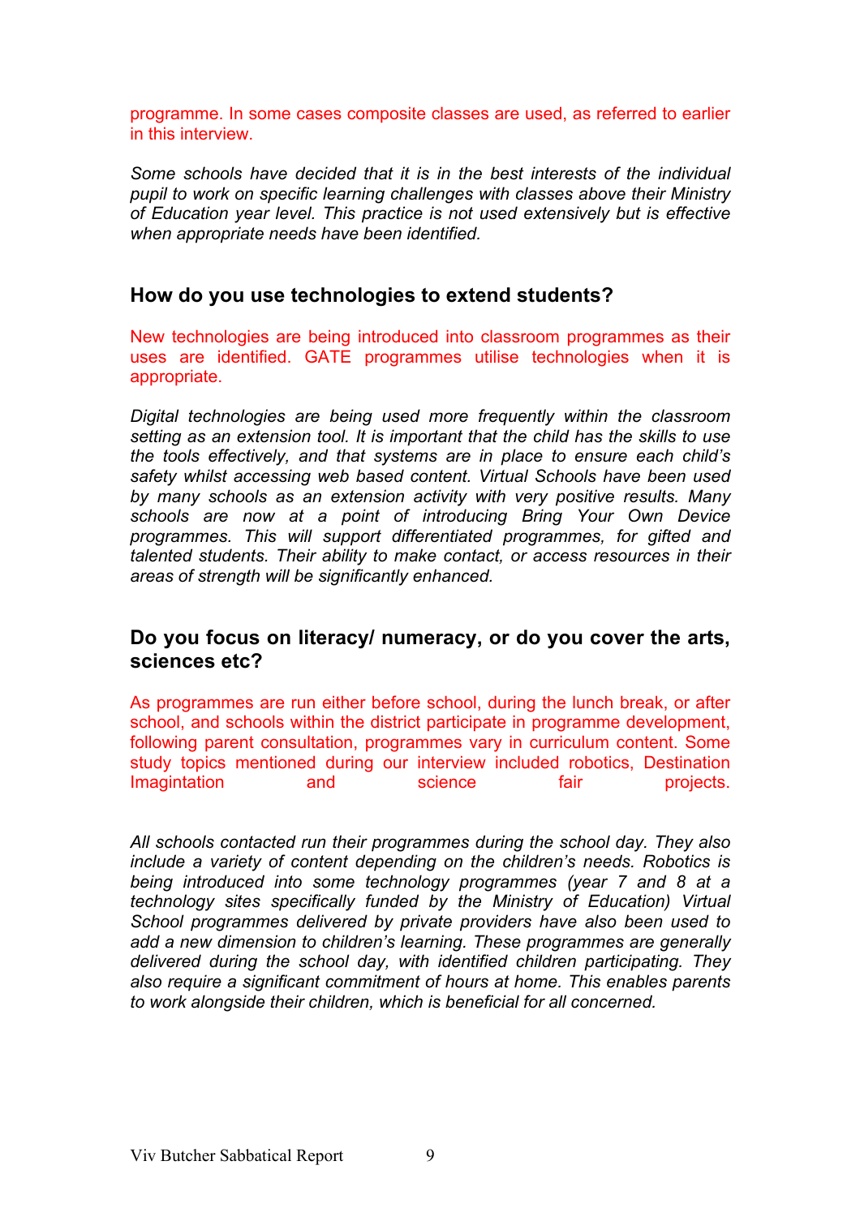programme. In some cases composite classes are used, as referred to earlier in this interview.

*Some schools have decided that it is in the best interests of the individual pupil to work on specific learning challenges with classes above their Ministry of Education year level. This practice is not used extensively but is effective when appropriate needs have been identified.*

## How do you use technologies to extend students?

New technologies are being introduced into classroom programmes as their uses are identified. GATE programmes utilise technologies when it is appropriate.

*Digital technologies are being used more frequently within the classroom setting as an extension tool. It is important that the child has the skills to use the tools effectively, and that systems are in place to ensure each child's safety whilst accessing web based content. Virtual Schools have been used by many schools as an extension activity with very positive results. Many schools are now at a point of introducing Bring Your Own Device programmes. This will support differentiated programmes, for gifted and talented students. Their ability to make contact, or access resources in their areas of strength will be significantly enhanced.*

## Do you focus on literacy/ numeracy, or do you cover the arts, sciences etc?

As programmes are run either before school, during the lunch break, or after school, and schools within the district participate in programme development, following parent consultation, programmes vary in curriculum content. Some study topics mentioned during our interview included robotics, Destination Imagitation and science fair projects.

*All schools contacted run their programmes during the school day. They also include a variety of content depending on the children's needs. Robotics is being introduced into some technology programmes (year 7 and 8 at a technology sites specifically funded by the Ministry of Education) Virtual School programmes delivered by private providers have also been used to add a new dimension to children's learning. These programmes are generally delivered during the school day, with identified children participating. They also require a significant commitment of hours at home. This enables parents to work alongside their children, which is beneficial for all concerned.*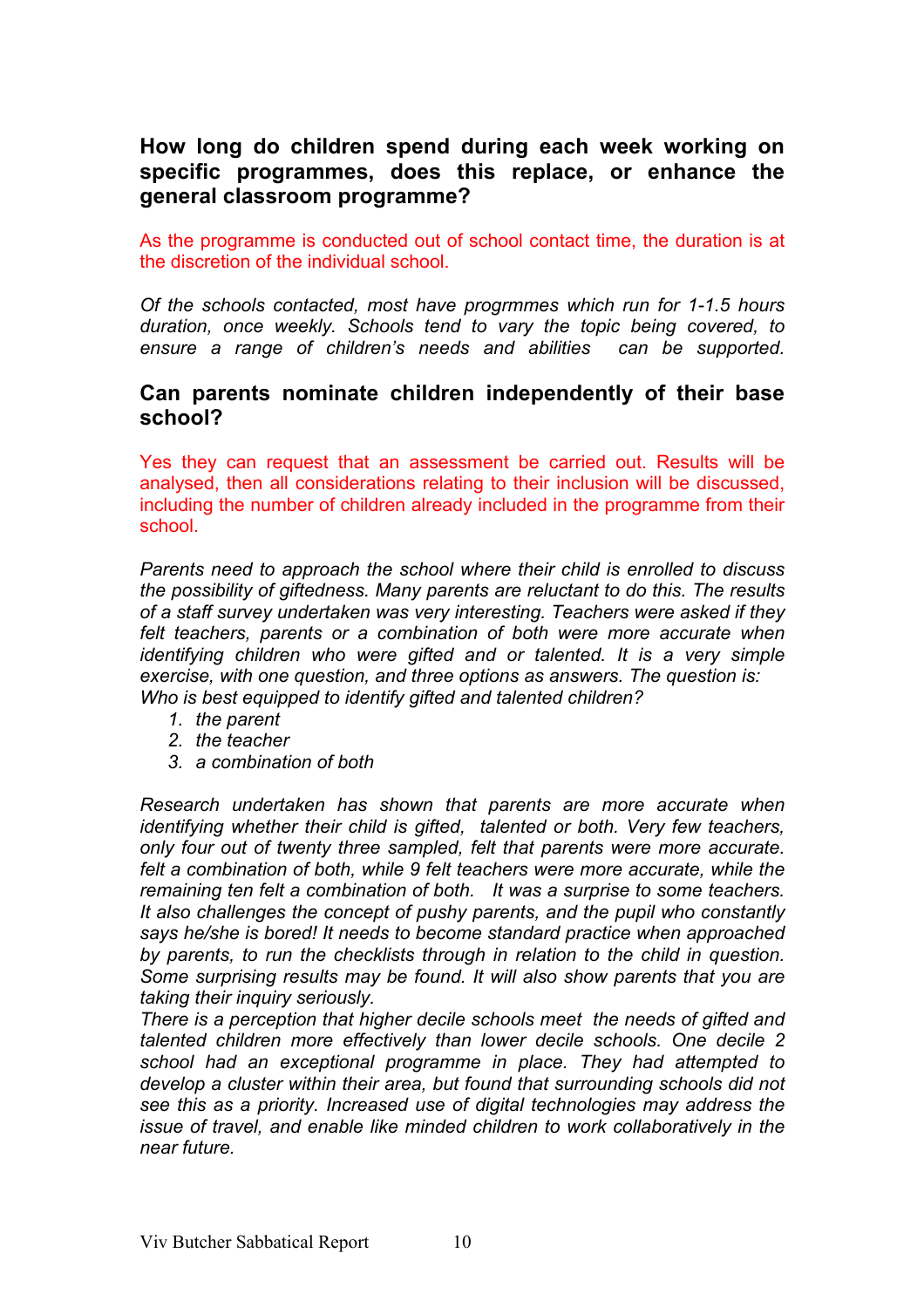## How long do children spend during each week working on specific programmes, does this replace, or enhance the general classroom programme?

As the programme is conducted out of school contact time, the duration is at the discretion of the individual school.

*Of the schools contacted, most have progrmmes which run for 1-1.5 hours duration, once weekly. Schools tend to vary the topic being covered, to ensure a range of children's needs and abilities can be supported.*

## Can parents nominate children independently of their base school?

Yes they can request that an assessment be carried out. Results will be analysed, then all considerations relating to their inclusion will be discussed, including the number of children already included in the programme from their school.

*Parents need to approach the school where their child is enrolled to discuss the possibility of giftedness. Many parents are reluctant to do this. The results of a staff survey undertaken was very interesting. Teachers were asked if they felt teachers, parents or a combination of both were more accurate when identifying children who were gifted and or talented. It is a very simple exercise, with one question, and three options as answers. The question is: Who is best equipped to identify gifted and talented children?*

1. *the parent*
2. *the teacher*
3. *a combination of both*

*Research undertaken has shown that parents are more accurate when identifying whether their child is gifted, talented or both. Very few teachers, only four out of twenty three sampled, felt that parents were more accurate. felt a combination of both, while 9 felt teachers were more accurate, while the remaining ten felt a combination of both. It was a surprise to some teachers. It also challenges the concept of pushy parents, and the pupil who constantly says he/she is bored! It needs to become standard practice when approached by parents, to run the checklists through in relation to the child in question. Some surprising results may be found. It will also show parents that you are taking their inquiry seriously.*

*There is a perception that higher decile schools meet the needs of gifted and talented children more effectively than lower decile schools. One decile 2 school had an exceptional programme in place. They had attempted to develop a cluster within their area, but found that surrounding schools did not see this as a priority. Increased use of digital technologies may address the issue of travel, and enable like minded children to work collaboratively in the near future.*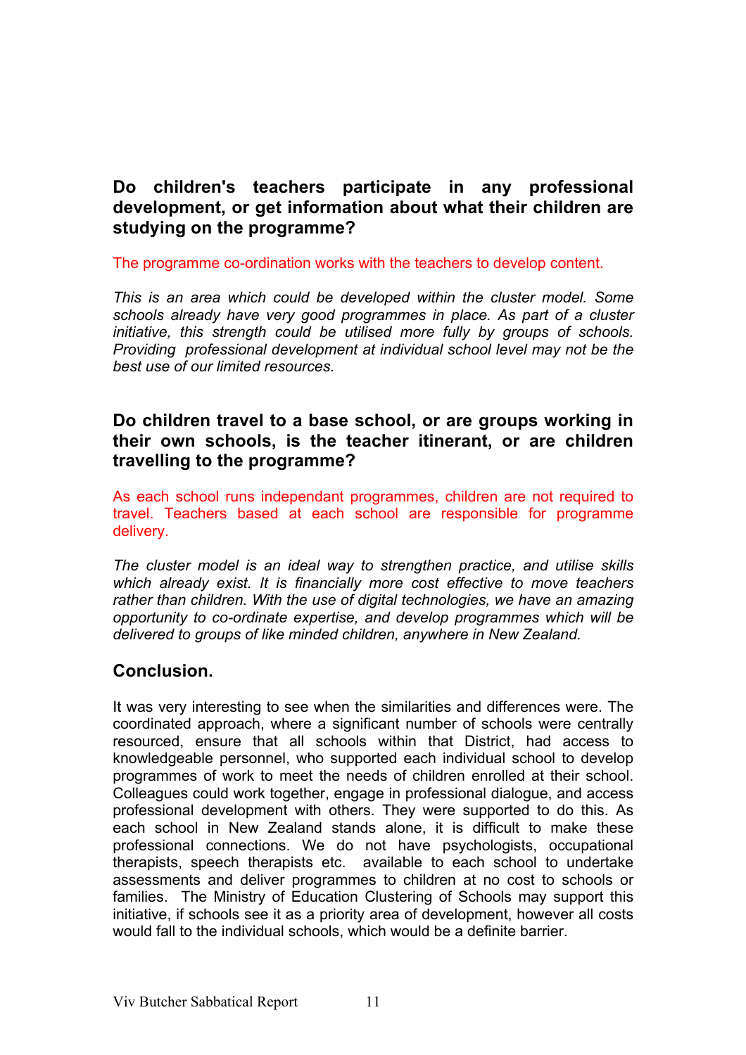**Do children's teachers participate in any professional development, or get information about what their children are studying on the programme?**

The programme co-ordination works with the teachers to develop content.

*This is an area which could be developed within the cluster model. Some schools already have very good programmes in place. As part of a cluster initiative, this strength could be utilised more fully by groups of schools. Providing professional development at individual school level may not be the best use of our limited resources.*

**Do children travel to a base school, or are groups working in their own schools, is the teacher itinerant, or are children travelling to the programme?**

As each school runs independant programmes, children are not required to travel. Teachers based at each school are responsible for programme delivery.

*The cluster model is an ideal way to strengthen practice, and utilise skills which already exist. It is financially more cost effective to move teachers rather than children. With the use of digital technologies, we have an amazing opportunity to co-ordinate expertise, and develop programmes which will be delivered to groups of like minded children, anywhere in New Zealand.*

## Conclusion.

It was very interesting to see when the similarities and differences were. The coordinated approach, where a significant number of schools were centrally resourced, ensure that all schools within that District, had access to knowledgeable personnel, who supported each individual school to develop programmes of work to meet the needs of children enrolled at their school. Colleagues could work together, engage in professional dialogue, and access professional development with others. They were supported to do this. As each school in New Zealand stands alone, it is difficult to make these professional connections. We do not have psychologists, occupational therapists, speech therapists etc. available to each school to undertake assessments and deliver programmes to children at no cost to schools or families. The Ministry of Education Clustering of Schools may support this initiative, if schools see it as a priority area of development, however all costs would fall to the individual schools, which would be a definite barrier.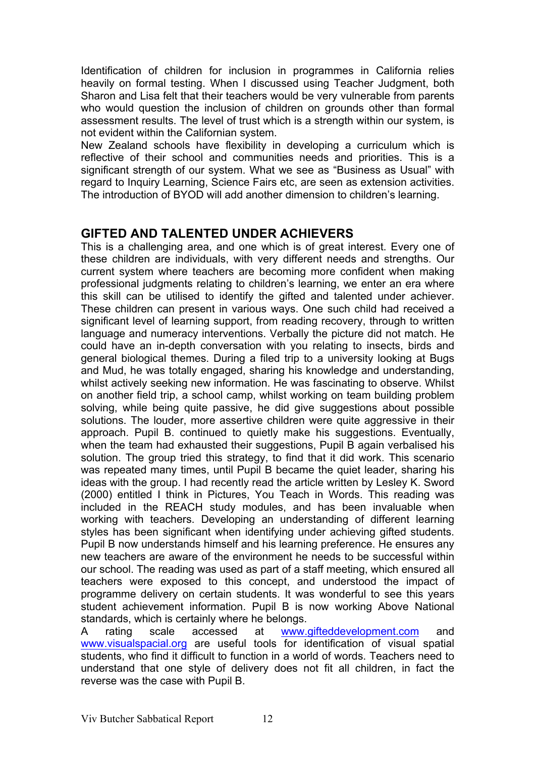Identification of children for inclusion in programmes in California relies heavily on formal testing. When I discussed using Teacher Judgment, both Sharon and Lisa felt that their teachers would be very vulnerable from parents who would question the inclusion of children on grounds other than formal assessment results. The level of trust which is a strength within our system, is not evident within the Californian system.

New Zealand schools have flexibility in developing a curriculum which is reflective of their school and communities needs and priorities. This is a significant strength of our system. What we see as "Business as Usual" with regard to Inquiry Learning, Science Fairs etc, are seen as extension activities. The introduction of BYOD will add another dimension to children's learning.

## GIFTED AND TALENTED UNDER ACHIEVERS

This is a challenging area, and one which is of great interest. Every one of these children are individuals, with very different needs and strengths. Our current system where teachers are becoming more confident when making professional judgments relating to children's learning, we enter an era where this skill can be utilised to identify the gifted and talented under achiever. These children can present in various ways. One such child had received a significant level of learning support, from reading recovery, through to written language and numeracy interventions. Verbally the picture did not match. He could have an in-depth conversation with you relating to insects, birds and general biological themes. During a filed trip to a university looking at Bugs and Mud, he was totally engaged, sharing his knowledge and understanding, whilst actively seeking new information. He was fascinating to observe. Whilst on another field trip, a school camp, whilst working on team building problem solving, while being quite passive, he did give suggestions about possible solutions. The louder, more assertive children were quite aggressive in their approach. Pupil B. continued to quietly make his suggestions. Eventually, when the team had exhausted their suggestions, Pupil B again verbalised his solution. The group tried this strategy, to find that it did work. This scenario was repeated many times, until Pupil B became the quiet leader, sharing his ideas with the group. I had recently read the article written by Lesley K. Sword (2000) entitled I think in Pictures, You Teach in Words. This reading was included in the REACH study modules, and has been invaluable when working with teachers. Developing an understanding of different learning styles has been significant when identifying under achieving gifted students. Pupil B now understands himself and his learning preference. He ensures any new teachers are aware of the environment he needs to be successful within our school. The reading was used as part of a staff meeting, which ensured all teachers were exposed to this concept, and understood the impact of programme delivery on certain students. It was wonderful to see this years student achievement information. Pupil B is now working Above National standards, which is certainly where he belongs.

A rating scale accessed at www.gifteddevelopment.com and www.visualspacial.org are useful tools for identification of visual spatial students, who find it difficult to function in a world of words. Teachers need to understand that one style of delivery does not fit all children, in fact the reverse was the case with Pupil B.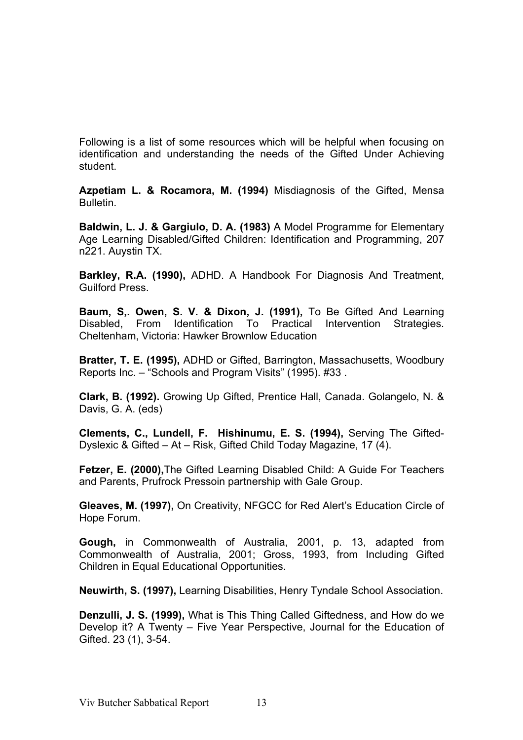Following is a list of some resources which will be helpful when focusing on identification and understanding the needs of the Gifted Under Achieving student.

**Azpetiam L. & Rocamora, M. (1994)** Misdiagnosis of the Gifted, Mensa Bulletin.

**Baldwin, L. J. & Gargiulo, D. A. (1983)** A Model Programme for Elementary Age Learning Disabled/Gifted Children: Identification and Programming, 207 n221. Auystin TX.

**Barkley, R.A. (1990),** ADHD. A Handbook For Diagnosis And Treatment, Guilford Press.

**Baum, S,. Owen, S. V. & Dixon, J. (1991),** To Be Gifted And Learning Disabled, From Identification To Practical Intervention Strategies. Cheltenham, Victoria: Hawker Brownlow Education

**Bratter, T. E. (1995),** ADHD or Gifted, Barrington, Massachusetts, Woodbury Reports Inc. – "Schools and Program Visits" (1995). #33 .

**Clark, B. (1992).** Growing Up Gifted, Prentice Hall, Canada. Golangelo, N. & Davis, G. A. (eds)

**Clements, C., Lundell, F. Hishinumu, E. S. (1994),** Serving The Gifted-Dyslexic & Gifted – At – Risk, Gifted Child Today Magazine, 17 (4).

**Fetzer, E. (2000),**The Gifted Learning Disabled Child: A Guide For Teachers and Parents, Prufrock Pressoin partnership with Gale Group.

**Gleaves, M. (1997),** On Creativity, NFGCC for Red Alert's Education Circle of Hope Forum.

**Gough,** in Commonwealth of Australia, 2001, p. 13, adapted from Commonwealth of Australia, 2001; Gross, 1993, from Including Gifted Children in Equal Educational Opportunities.

**Neuwirth, S. (1997),** Learning Disabilities, Henry Tyndale School Association.

**Denzulli, J. S. (1999),** What is This Thing Called Giftedness, and How do we Develop it? A Twenty – Five Year Perspective, Journal for the Education of Gifted. 23 (1), 3-54.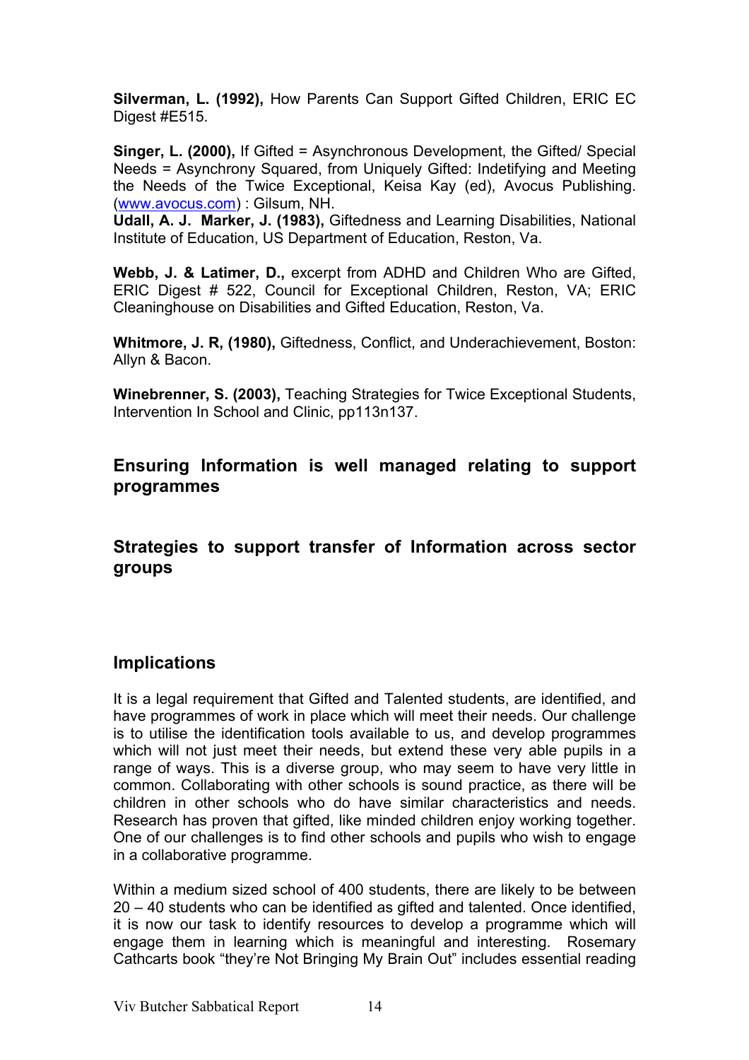**Silverman, L. (1992),** How Parents Can Support Gifted Children, ERIC EC Digest #E515.

**Singer, L. (2000),** If Gifted = Asynchronous Development, the Gifted/ Special Needs = Asynchrony Squared, from Uniquely Gifted: Indetifying and Meeting the Needs of the Twice Exceptional, Keisa Kay (ed), Avocus Publishing. (www.avocus.com) : Gilsum, NH.
**Udall, A. J. Marker, J. (1983),** Giftedness and Learning Disabilities, National Institute of Education, US Department of Education, Reston, Va.

**Webb, J. & Latimer, D.,** excerpt from ADHD and Children Who are Gifted, ERIC Digest # 522, Council for Exceptional Children, Reston, VA; ERIC Cleaninghouse on Disabilities and Gifted Education, Reston, Va.

**Whitmore, J. R, (1980),** Giftedness, Conflict, and Underachievement, Boston: Allyn & Bacon.

**Winebrenner, S. (2003),** Teaching Strategies for Twice Exceptional Students, Intervention In School and Clinic, pp113n137.

## Ensuring Information is well managed relating to support programmes

## Strategies to support transfer of Information across sector groups

## Implications

It is a legal requirement that Gifted and Talented students, are identified, and have programmes of work in place which will meet their needs. Our challenge is to utilise the identification tools available to us, and develop programmes which will not just meet their needs, but extend these very able pupils in a range of ways. This is a diverse group, who may seem to have very little in common. Collaborating with other schools is sound practice, as there will be children in other schools who do have similar characteristics and needs. Research has proven that gifted, like minded children enjoy working together. One of our challenges is to find other schools and pupils who wish to engage in a collaborative programme.

Within a medium sized school of 400 students, there are likely to be between 20 – 40 students who can be identified as gifted and talented. Once identified, it is now our task to identify resources to develop a programme which will engage them in learning which is meaningful and interesting. Rosemary Cathcarts book "they're Not Bringing My Brain Out" includes essential reading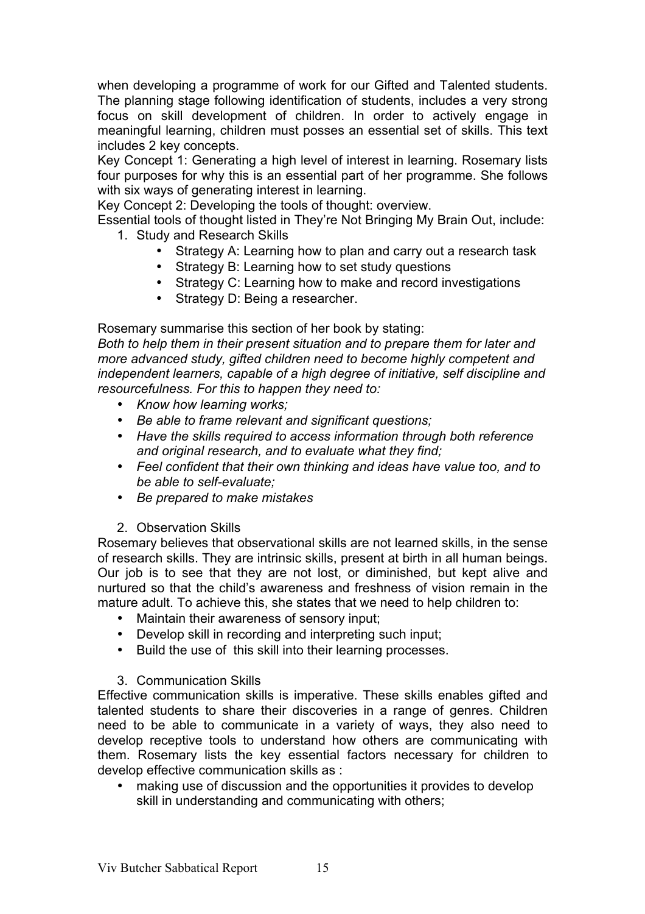when developing a programme of work for our Gifted and Talented students. The planning stage following identification of students, includes a very strong focus on skill development of children. In order to actively engage in meaningful learning, children must posses an essential set of skills. This text includes 2 key concepts.

Key Concept 1: Generating a high level of interest in learning. Rosemary lists four purposes for why this is an essential part of her programme. She follows with six ways of generating interest in learning.

Key Concept 2: Developing the tools of thought: overview.

Essential tools of thought listed in They're Not Bringing My Brain Out, include:

1. Study and Research Skills
   - Strategy A: Learning how to plan and carry out a research task
   - Strategy B: Learning how to set study questions
   - Strategy C: Learning how to make and record investigations
   - Strategy D: Being a researcher.

Rosemary summarise this section of her book by stating:

*Both to help them in their present situation and to prepare them for later and more advanced study, gifted children need to become highly competent and independent learners, capable of a high degree of initiative, self discipline and resourcefulness. For this to happen they need to:*

- *Know how learning works;*
- *Be able to frame relevant and significant questions;*
- *Have the skills required to access information through both reference and original research, and to evaluate what they find;*
- *Feel confident that their own thinking and ideas have value too, and to be able to self-evaluate;*
- *Be prepared to make mistakes*

2. Observation Skills

Rosemary believes that observational skills are not learned skills, in the sense of research skills. They are intrinsic skills, present at birth in all human beings. Our job is to see that they are not lost, or diminished, but kept alive and nurtured so that the child's awareness and freshness of vision remain in the mature adult. To achieve this, she states that we need to help children to:

- Maintain their awareness of sensory input;
- Develop skill in recording and interpreting such input;
- Build the use of this skill into their learning processes.

3. Communication Skills

Effective communication skills is imperative. These skills enables gifted and talented students to share their discoveries in a range of genres. Children need to be able to communicate in a variety of ways, they also need to develop receptive tools to understand how others are communicating with them. Rosemary lists the key essential factors necessary for children to develop effective communication skills as :

- making use of discussion and the opportunities it provides to develop skill in understanding and communicating with others;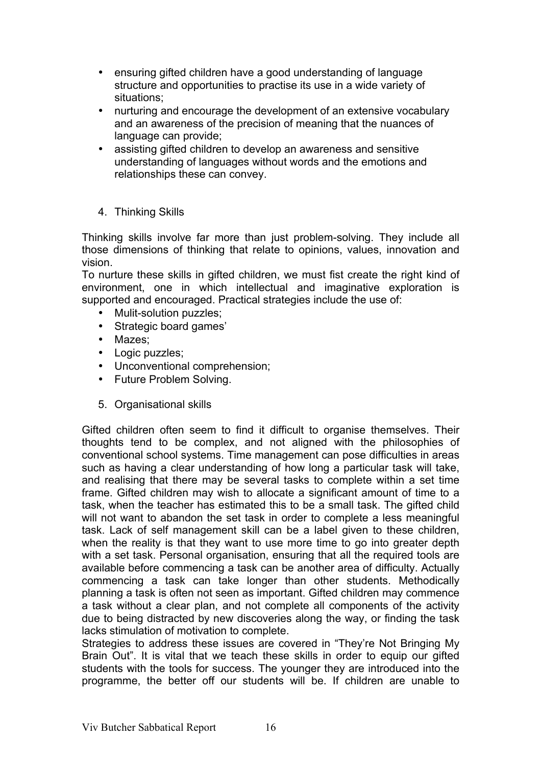- ensuring gifted children have a good understanding of language structure and opportunities to practise its use in a wide variety of situations;
- nurturing and encourage the development of an extensive vocabulary and an awareness of the precision of meaning that the nuances of language can provide;
- assisting gifted children to develop an awareness and sensitive understanding of languages without words and the emotions and relationships these can convey.

4. Thinking Skills

Thinking skills involve far more than just problem-solving. They include all those dimensions of thinking that relate to opinions, values, innovation and vision.

To nurture these skills in gifted children, we must fist create the right kind of environment, one in which intellectual and imaginative exploration is supported and encouraged. Practical strategies include the use of:

- Mulit-solution puzzles;
- Strategic board games'
- Mazes;
- Logic puzzles;
- Unconventional comprehension;
- Future Problem Solving.

5. Organisational skills

Gifted children often seem to find it difficult to organise themselves. Their thoughts tend to be complex, and not aligned with the philosophies of conventional school systems. Time management can pose difficulties in areas such as having a clear understanding of how long a particular task will take, and realising that there may be several tasks to complete within a set time frame. Gifted children may wish to allocate a significant amount of time to a task, when the teacher has estimated this to be a small task. The gifted child will not want to abandon the set task in order to complete a less meaningful task. Lack of self management skill can be a label given to these children, when the reality is that they want to use more time to go into greater depth with a set task. Personal organisation, ensuring that all the required tools are available before commencing a task can be another area of difficulty. Actually commencing a task can take longer than other students. Methodically planning a task is often not seen as important. Gifted children may commence a task without a clear plan, and not complete all components of the activity due to being distracted by new discoveries along the way, or finding the task lacks stimulation of motivation to complete.

Strategies to address these issues are covered in "They're Not Bringing My Brain Out". It is vital that we teach these skills in order to equip our gifted students with the tools for success. The younger they are introduced into the programme, the better off our students will be. If children are unable to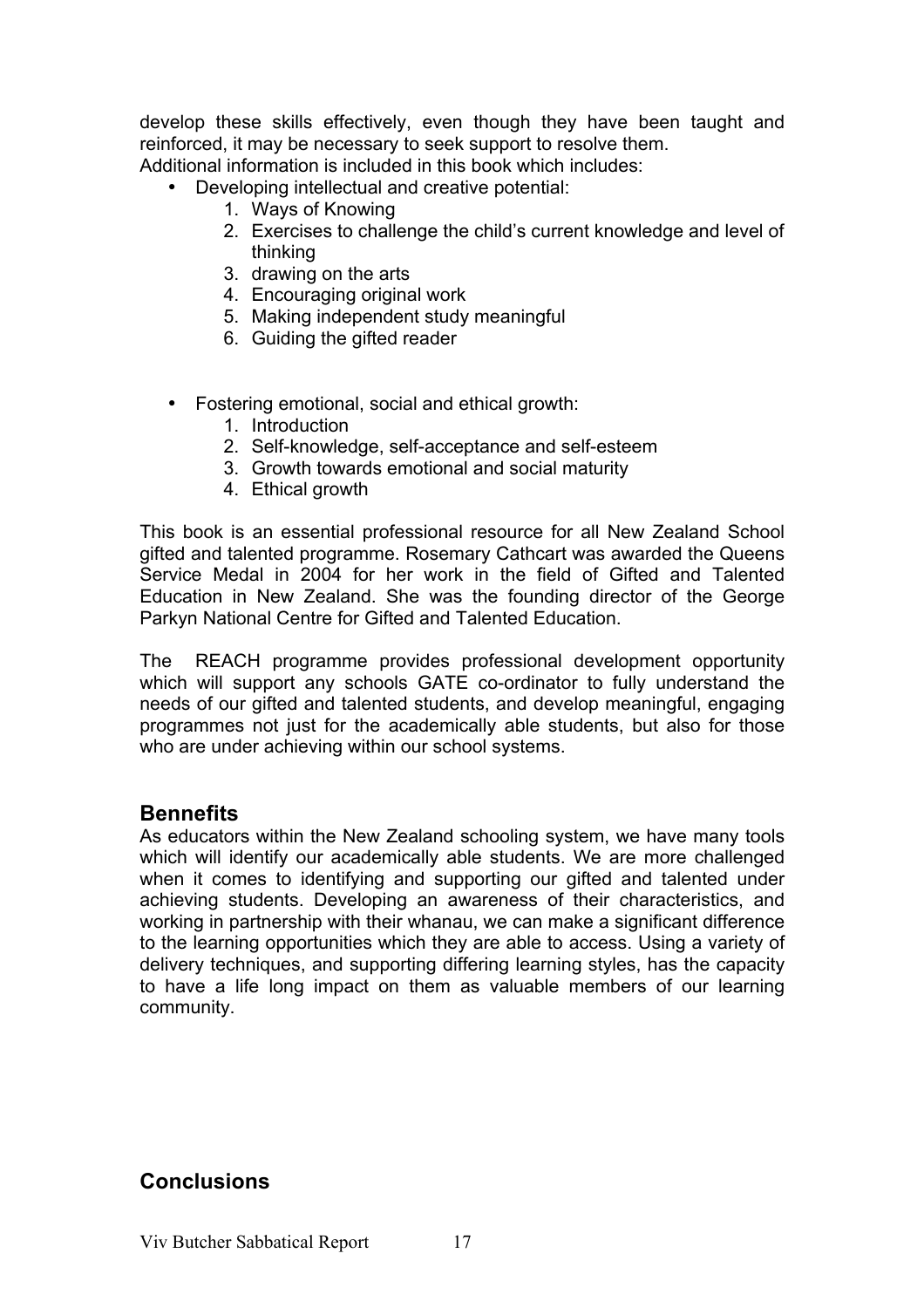develop these skills effectively, even though they have been taught and reinforced, it may be necessary to seek support to resolve them.
Additional information is included in this book which includes:

- Developing intellectual and creative potential:
    1. Ways of Knowing
    2. Exercises to challenge the child's current knowledge and level of thinking
    3. drawing on the arts
    4. Encouraging original work
    5. Making independent study meaningful
    6. Guiding the gifted reader

- Fostering emotional, social and ethical growth:
    1. Introduction
    2. Self-knowledge, self-acceptance and self-esteem
    3. Growth towards emotional and social maturity
    4. Ethical growth

This book is an essential professional resource for all New Zealand School gifted and talented programme. Rosemary Cathcart was awarded the Queens Service Medal in 2004 for her work in the field of Gifted and Talented Education in New Zealand. She was the founding director of the George Parkyn National Centre for Gifted and Talented Education.

The REACH programme provides professional development opportunity which will support any schools GATE co-ordinator to fully understand the needs of our gifted and talented students, and develop meaningful, engaging programmes not just for the academically able students, but also for those who are under achieving within our school systems.

## Bennefits

As educators within the New Zealand schooling system, we have many tools which will identify our academically able students. We are more challenged when it comes to identifying and supporting our gifted and talented under achieving students. Developing an awareness of their characteristics, and working in partnership with their whanau, we can make a significant difference to the learning opportunities which they are able to access. Using a variety of delivery techniques, and supporting differing learning styles, has the capacity to have a life long impact on them as valuable members of our learning community.

## Conclusions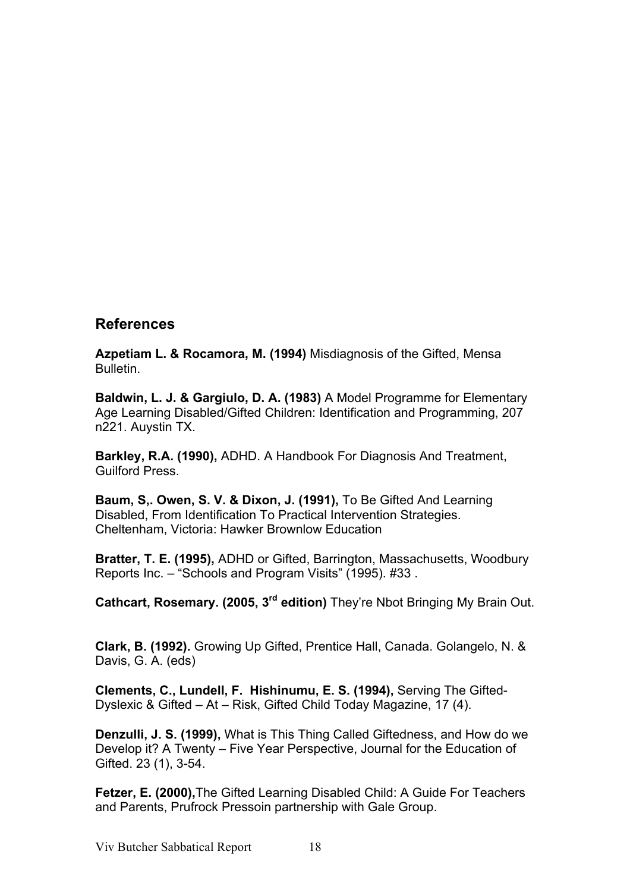## References

**Azpetiam L. & Rocamora, M. (1994)** Misdiagnosis of the Gifted, Mensa Bulletin.

**Baldwin, L. J. & Gargiulo, D. A. (1983)** A Model Programme for Elementary Age Learning Disabled/Gifted Children: Identification and Programming, 207 n221. Auystin TX.

**Barkley, R.A. (1990),** ADHD. A Handbook For Diagnosis And Treatment, Guilford Press.

**Baum, S,. Owen, S. V. & Dixon, J. (1991),** To Be Gifted And Learning Disabled, From Identification To Practical Intervention Strategies. Cheltenham, Victoria: Hawker Brownlow Education

**Bratter, T. E. (1995),** ADHD or Gifted, Barrington, Massachusetts, Woodbury Reports Inc. – "Schools and Program Visits" (1995). #33 .

**Cathcart, Rosemary. (2005, 3rd edition)** They're Nbot Bringing My Brain Out.

**Clark, B. (1992).** Growing Up Gifted, Prentice Hall, Canada. Golangelo, N. & Davis, G. A. (eds)

**Clements, C., Lundell, F. Hishinumu, E. S. (1994),** Serving The Gifted-Dyslexic & Gifted – At – Risk, Gifted Child Today Magazine, 17 (4).

**Denzulli, J. S. (1999),** What is This Thing Called Giftedness, and How do we Develop it? A Twenty – Five Year Perspective, Journal for the Education of Gifted. 23 (1), 3-54.

**Fetzer, E. (2000),**The Gifted Learning Disabled Child: A Guide For Teachers and Parents, Prufrock Pressoin partnership with Gale Group.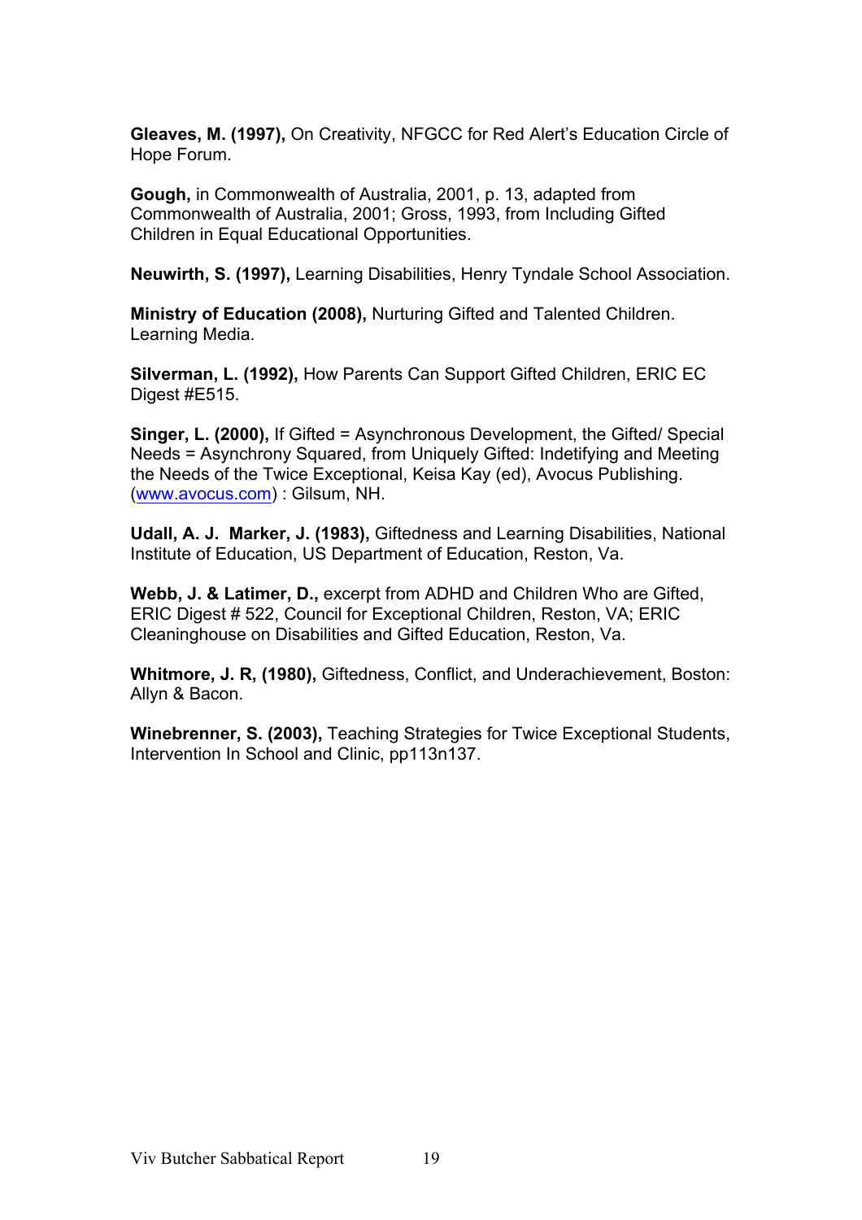**Gleaves, M. (1997),** On Creativity, NFGCC for Red Alert's Education Circle of Hope Forum.

**Gough,** in Commonwealth of Australia, 2001, p. 13, adapted from Commonwealth of Australia, 2001; Gross, 1993, from Including Gifted Children in Equal Educational Opportunities.

**Neuwirth, S. (1997),** Learning Disabilities, Henry Tyndale School Association.

**Ministry of Education (2008),** Nurturing Gifted and Talented Children. Learning Media.

**Silverman, L. (1992),** How Parents Can Support Gifted Children, ERIC EC Digest #E515.

**Singer, L. (2000),** If Gifted = Asynchronous Development, the Gifted/ Special Needs = Asynchrony Squared, from Uniquely Gifted: Indetifying and Meeting the Needs of the Twice Exceptional, Keisa Kay (ed), Avocus Publishing. (www.avocus.com) : Gilsum, NH.

**Udall, A. J. Marker, J. (1983),** Giftedness and Learning Disabilities, National Institute of Education, US Department of Education, Reston, Va.

**Webb, J. & Latimer, D.,** excerpt from ADHD and Children Who are Gifted, ERIC Digest # 522, Council for Exceptional Children, Reston, VA; ERIC Cleaninghouse on Disabilities and Gifted Education, Reston, Va.

**Whitmore, J. R, (1980),** Giftedness, Conflict, and Underachievement, Boston: Allyn & Bacon.

**Winebrenner, S. (2003),** Teaching Strategies for Twice Exceptional Students, Intervention In School and Clinic, pp113n137.